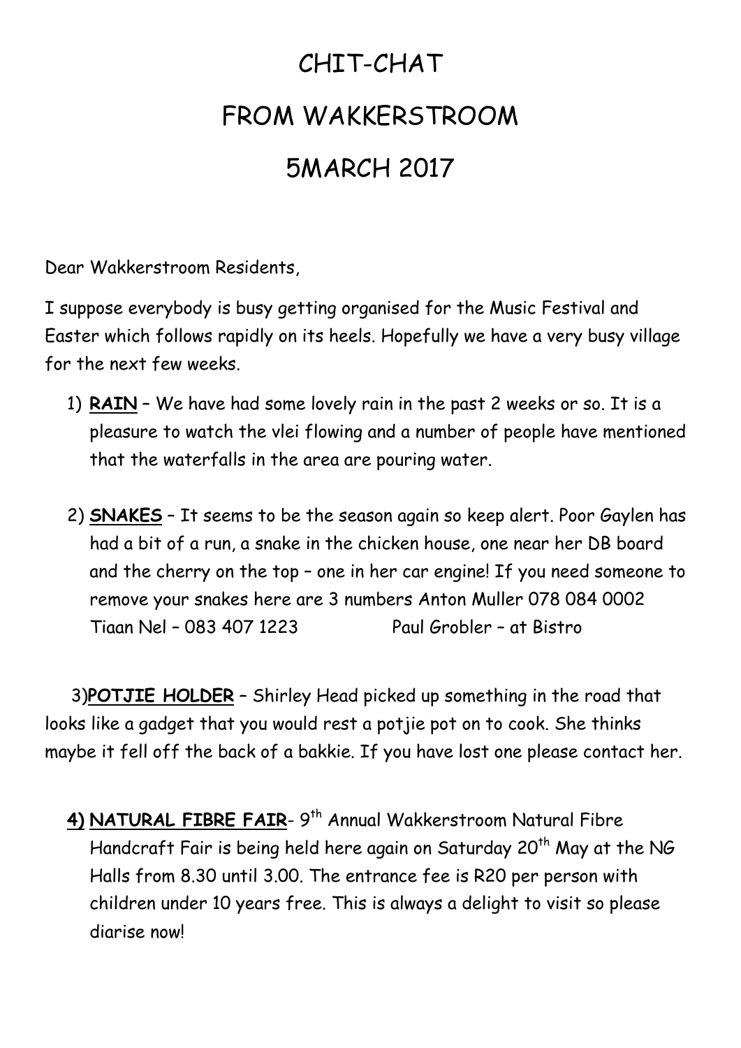# CHIT-CHAT

# FROM WAKKERSTROOM

# 5MARCH 2017

Dear Wakkerstroom Residents,

I suppose everybody is busy getting organised for the Music Festival and Easter which follows rapidly on its heels. Hopefully we have a very busy village for the next few weeks.

1) **RAIN** – We have had some lovely rain in the past 2 weeks or so. It is a pleasure to watch the vlei flowing and a number of people have mentioned that the waterfalls in the area are pouring water.

2) **SNAKES** – It seems to be the season again so keep alert. Poor Gaylen has had a bit of a run, a snake in the chicken house, one near her DB board and the cherry on the top – one in her car engine! If you need someone to remove your snakes here are 3 numbers Anton Muller 078 084 0002 Tiaan Nel – 083 407 1223 Paul Grobler – at Bistro

3) **POTJIE HOLDER** – Shirley Head picked up something in the road that looks like a gadget that you would rest a potjie pot on to cook. She thinks maybe it fell off the back of a bakkie. If you have lost one please contact her.

4) **NATURAL FIBRE FAIR**- 9th Annual Wakkerstroom Natural Fibre Handcraft Fair is being held here again on Saturday 20th May at the NG Halls from 8.30 until 3.00. The entrance fee is R20 per person with children under 10 years free. This is always a delight to visit so please diarise now!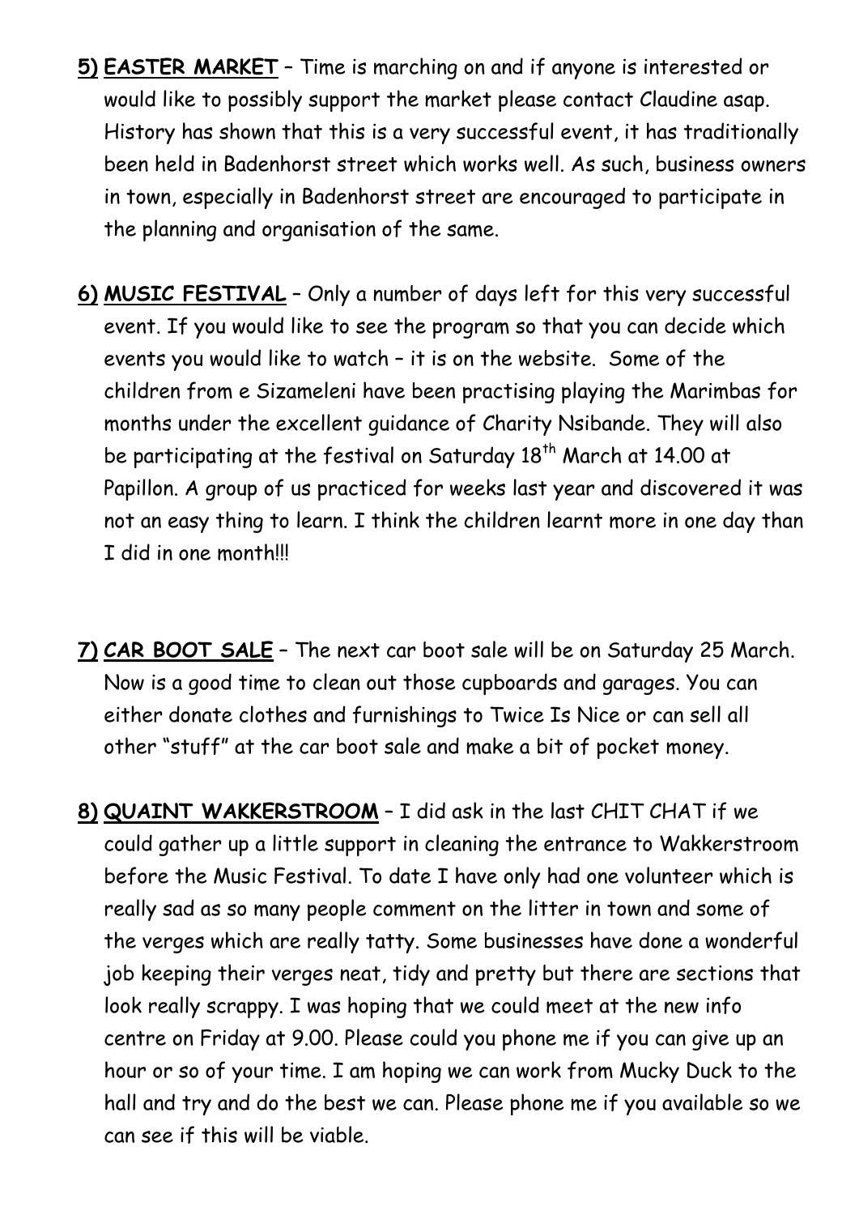5) **EASTER MARKET** – Time is marching on and if anyone is interested or would like to possibly support the market please contact Claudine asap. History has shown that this is a very successful event, it has traditionally been held in Badenhorst street which works well. As such, business owners in town, especially in Badenhorst street are encouraged to participate in the planning and organisation of the same.

6) **MUSIC FESTIVAL** – Only a number of days left for this very successful event. If you would like to see the program so that you can decide which events you would like to watch – it is on the website. Some of the children from e Sizameleni have been practising playing the Marimbas for months under the excellent guidance of Charity Nsibande. They will also be participating at the festival on Saturday 18th March at 14.00 at Papillon. A group of us practiced for weeks last year and discovered it was not an easy thing to learn. I think the children learnt more in one day than I did in one month!!!

7) **CAR BOOT SALE** – The next car boot sale will be on Saturday 25 March. Now is a good time to clean out those cupboards and garages. You can either donate clothes and furnishings to Twice Is Nice or can sell all other "stuff" at the car boot sale and make a bit of pocket money.

8) **QUAINT WAKKERSTROOM** – I did ask in the last CHIT CHAT if we could gather up a little support in cleaning the entrance to Wakkerstroom before the Music Festival. To date I have only had one volunteer which is really sad as so many people comment on the litter in town and some of the verges which are really tatty. Some businesses have done a wonderful job keeping their verges neat, tidy and pretty but there are sections that look really scrappy. I was hoping that we could meet at the new info centre on Friday at 9.00. Please could you phone me if you can give up an hour or so of your time. I am hoping we can work from Mucky Duck to the hall and try and do the best we can. Please phone me if you available so we can see if this will be viable.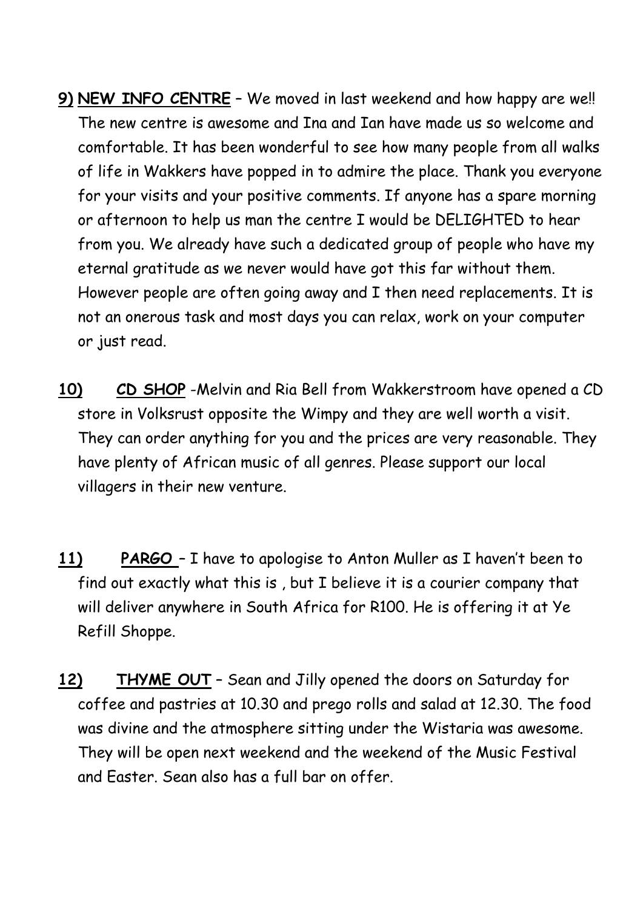9) **NEW INFO CENTRE** – We moved in last weekend and how happy are we!! The new centre is awesome and Ina and Ian have made us so welcome and comfortable. It has been wonderful to see how many people from all walks of life in Wakkers have popped in to admire the place. Thank you everyone for your visits and your positive comments. If anyone has a spare morning or afternoon to help us man the centre I would be DELIGHTED to hear from you. We already have such a dedicated group of people who have my eternal gratitude as we never would have got this far without them. However people are often going away and I then need replacements. It is not an onerous task and most days you can relax, work on your computer or just read.

10) **CD SHOP** -Melvin and Ria Bell from Wakkerstroom have opened a CD store in Volksrust opposite the Wimpy and they are well worth a visit. They can order anything for you and the prices are very reasonable. They have plenty of African music of all genres. Please support our local villagers in their new venture.

11) **PARGO** – I have to apologise to Anton Muller as I haven't been to find out exactly what this is , but I believe it is a courier company that will deliver anywhere in South Africa for R100. He is offering it at Ye Refill Shoppe.

12) **THYME OUT** – Sean and Jilly opened the doors on Saturday for coffee and pastries at 10.30 and prego rolls and salad at 12.30. The food was divine and the atmosphere sitting under the Wistaria was awesome. They will be open next weekend and the weekend of the Music Festival and Easter. Sean also has a full bar on offer.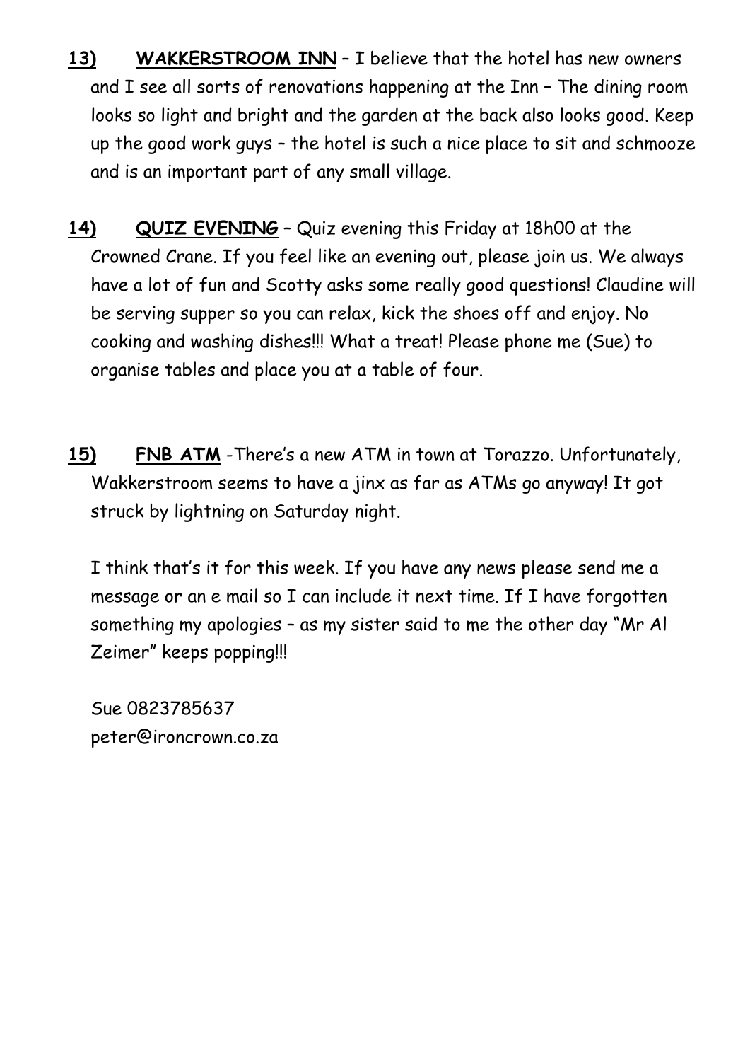**13)** **WAKKERSTROOM INN** – I believe that the hotel has new owners and I see all sorts of renovations happening at the Inn – The dining room looks so light and bright and the garden at the back also looks good. Keep up the good work guys – the hotel is such a nice place to sit and schmooze and is an important part of any small village.

**14)** **QUIZ EVENING** – Quiz evening this Friday at 18h00 at the Crowned Crane. If you feel like an evening out, please join us. We always have a lot of fun and Scotty asks some really good questions! Claudine will be serving supper so you can relax, kick the shoes off and enjoy. No cooking and washing dishes!!! What a treat! Please phone me (Sue) to organise tables and place you at a table of four.

**15)** **FNB ATM** -There's a new ATM in town at Torazzo. Unfortunately, Wakkerstroom seems to have a jinx as far as ATMs go anyway! It got struck by lightning on Saturday night.

I think that's it for this week. If you have any news please send me a message or an e mail so I can include it next time. If I have forgotten something my apologies – as my sister said to me the other day "Mr Al Zeimer" keeps popping!!!

Sue 0823785637
peter@ironcrown.co.za